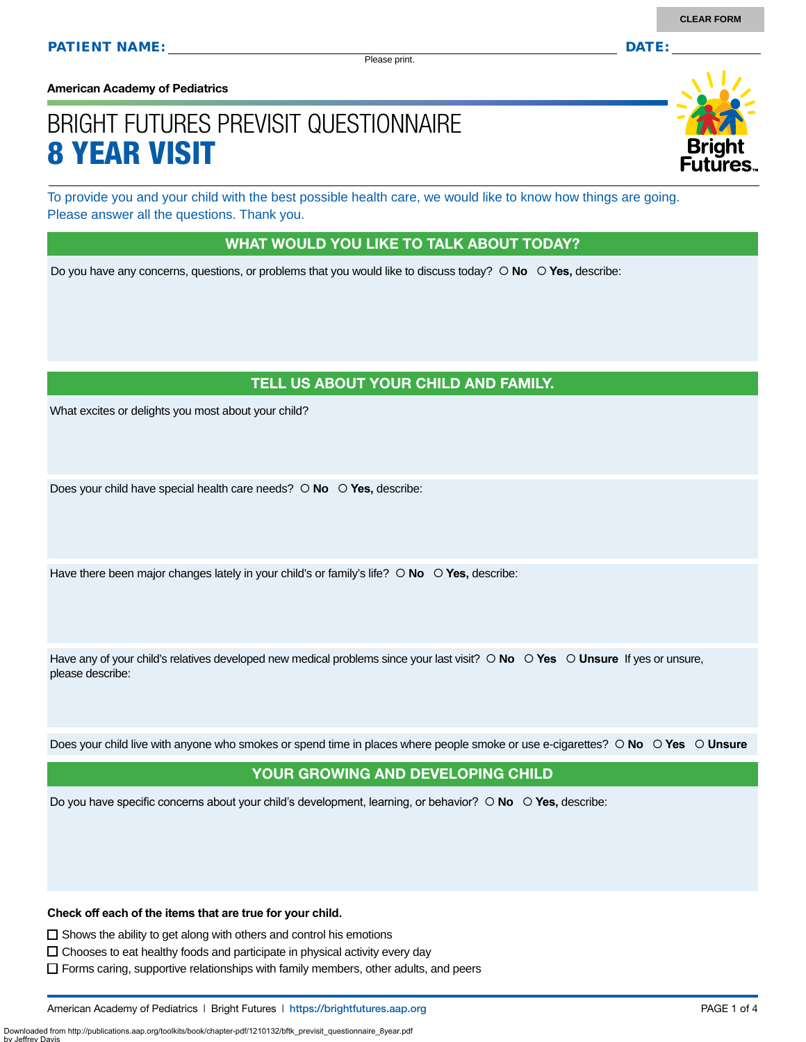**PATIENT NAME:** ______________________ **DATE:** __________

Please print.

**American Academy of Pediatrics**

# BRIGHT FUTURES PREVISIT QUESTIONNAIRE
# 8 YEAR VISIT

To provide you and your child with the best possible health care, we would like to know how things are going. Please answer all the questions. Thank you.

## WHAT WOULD YOU LIKE TO TALK ABOUT TODAY?

Do you have any concerns, questions, or problems that you would like to discuss today? ○ **No** ○ **Yes,** describe:

## TELL US ABOUT YOUR CHILD AND FAMILY.

What excites or delights you most about your child?

Does your child have special health care needs? ○ **No** ○ **Yes,** describe:

Have there been major changes lately in your child's or family's life? ○ **No** ○ **Yes,** describe:

Have any of your child's relatives developed new medical problems since your last visit? ○ **No** ○ **Yes** ○ **Unsure** If yes or unsure, please describe:

Does your child live with anyone who smokes or spend time in places where people smoke or use e-cigarettes? ○ **No** ○ **Yes** ○ **Unsure**

## YOUR GROWING AND DEVELOPING CHILD

Do you have specific concerns about your child's development, learning, or behavior? ○ **No** ○ **Yes,** describe:

**Check off each of the items that are true for your child.**

- ☐ Shows the ability to get along with others and control his emotions
- ☐ Chooses to eat healthy foods and participate in physical activity every day
- ☐ Forms caring, supportive relationships with family members, other adults, and peers

American Academy of Pediatrics | Bright Futures | https://brightfutures.aap.org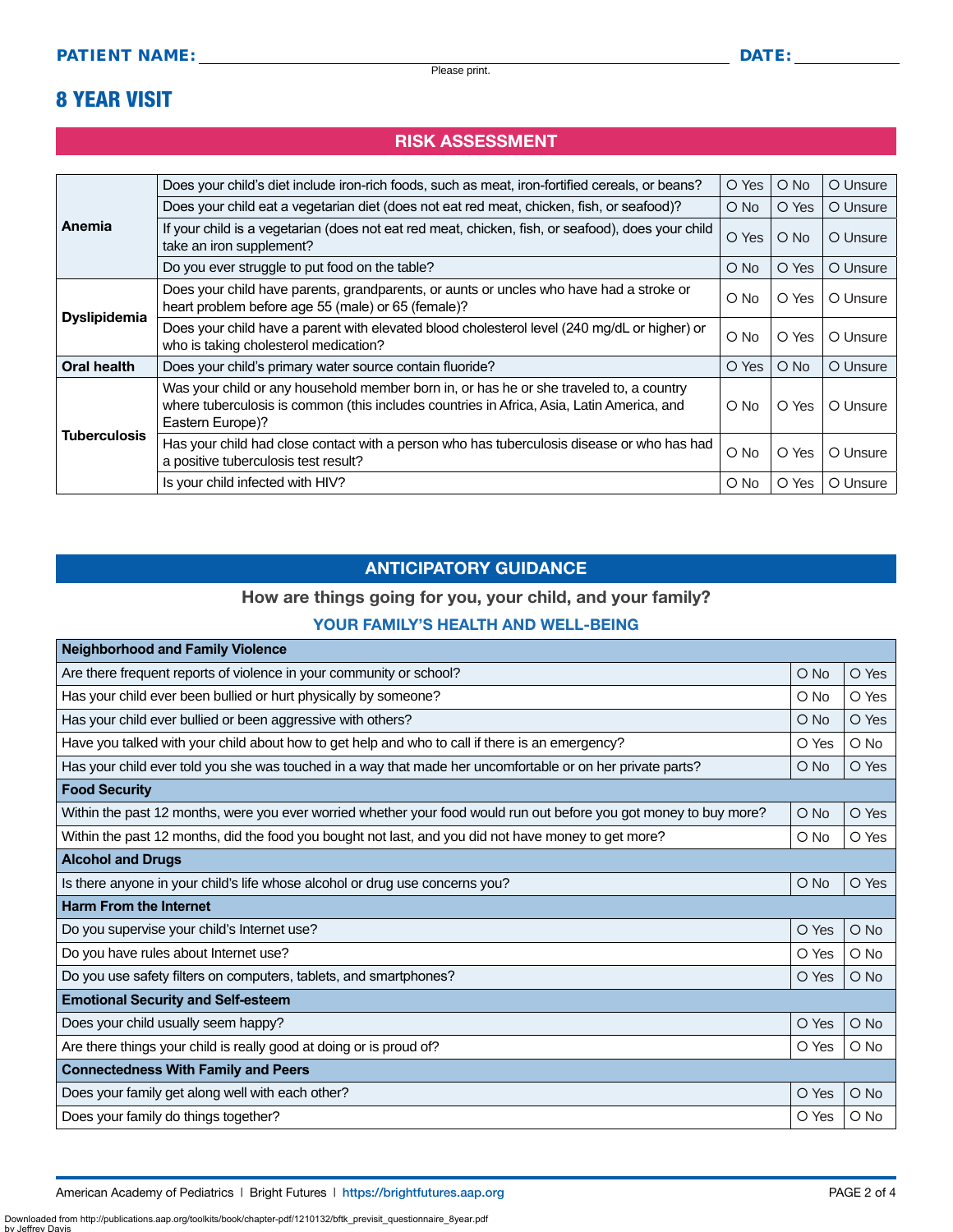**PATIENT NAME:** ______________________________ **DATE:** __________

Please print.

# 8 YEAR VISIT

## RISK ASSESSMENT

| | | | | |
|---|---|---|---|---|
| **Anemia** | Does your child's diet include iron-rich foods, such as meat, iron-fortified cereals, or beans? | O Yes | O No | O Unsure |
| | Does your child eat a vegetarian diet (does not eat red meat, chicken, fish, or seafood)? | O No | O Yes | O Unsure |
| | If your child is a vegetarian (does not eat red meat, chicken, fish, or seafood), does your child take an iron supplement? | O Yes | O No | O Unsure |
| | Do you ever struggle to put food on the table? | O No | O Yes | O Unsure |
| **Dyslipidemia** | Does your child have parents, grandparents, or aunts or uncles who have had a stroke or heart problem before age 55 (male) or 65 (female)? | O No | O Yes | O Unsure |
| | Does your child have a parent with elevated blood cholesterol level (240 mg/dL or higher) or who is taking cholesterol medication? | O No | O Yes | O Unsure |
| **Oral health** | Does your child's primary water source contain fluoride? | O Yes | O No | O Unsure |
| **Tuberculosis** | Was your child or any household member born in, or has he or she traveled to, a country where tuberculosis is common (this includes countries in Africa, Asia, Latin America, and Eastern Europe)? | O No | O Yes | O Unsure |
| | Has your child had close contact with a person who has tuberculosis disease or who has had a positive tuberculosis test result? | O No | O Yes | O Unsure |
| | Is your child infected with HIV? | O No | O Yes | O Unsure |

## ANTICIPATORY GUIDANCE

### How are things going for you, your child, and your family?

### YOUR FAMILY'S HEALTH AND WELL-BEING

| | | |
|---|---|---|
| **Neighborhood and Family Violence** | | |
| Are there frequent reports of violence in your community or school? | O No | O Yes |
| Has your child ever been bullied or hurt physically by someone? | O No | O Yes |
| Has your child ever bullied or been aggressive with others? | O No | O Yes |
| Have you talked with your child about how to get help and who to call if there is an emergency? | O Yes | O No |
| Has your child ever told you she was touched in a way that made her uncomfortable or on her private parts? | O No | O Yes |
| **Food Security** | | |
| Within the past 12 months, were you ever worried whether your food would run out before you got money to buy more? | O No | O Yes |
| Within the past 12 months, did the food you bought not last, and you did not have money to get more? | O No | O Yes |
| **Alcohol and Drugs** | | |
| Is there anyone in your child's life whose alcohol or drug use concerns you? | O No | O Yes |
| **Harm From the Internet** | | |
| Do you supervise your child's Internet use? | O Yes | O No |
| Do you have rules about Internet use? | O Yes | O No |
| Do you use safety filters on computers, tablets, and smartphones? | O Yes | O No |
| **Emotional Security and Self-esteem** | | |
| Does your child usually seem happy? | O Yes | O No |
| Are there things your child is really good at doing or is proud of? | O Yes | O No |
| **Connectedness With Family and Peers** | | |
| Does your family get along well with each other? | O Yes | O No |
| Does your family do things together? | O Yes | O No |

American Academy of Pediatrics | Bright Futures | https://brightfutures.aap.org

Downloaded from http://publications.aap.org/toolkits/book/chapter-pdf/1210132/bftk_previsit_questionnaire_8year.pdf by Jeffrey Davis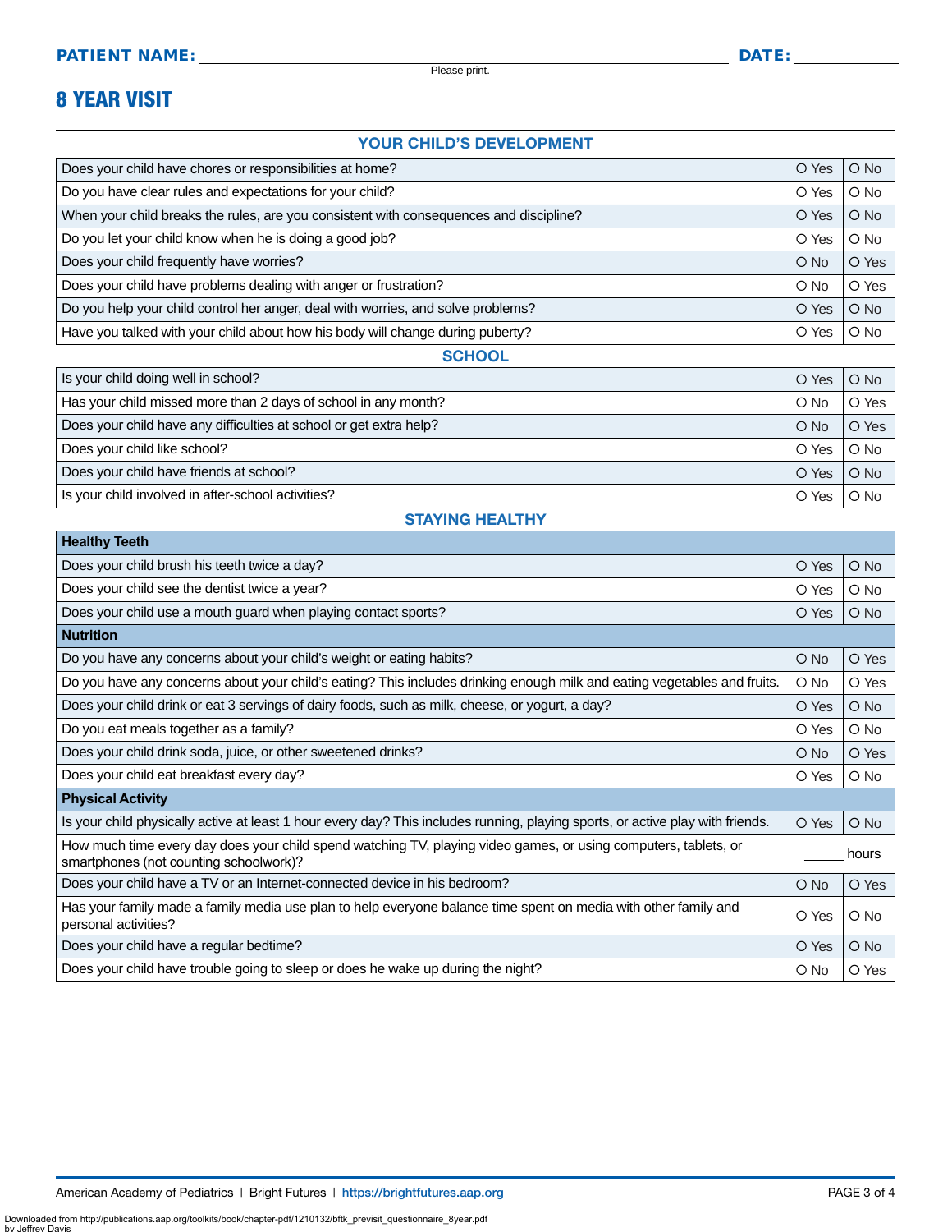**PATIENT NAME:** ______________________________ **DATE:** __________

Please print.

# 8 YEAR VISIT

## YOUR CHILD'S DEVELOPMENT

| Question | | |
|---|---|---|
| Does your child have chores or responsibilities at home? | O Yes | O No |
| Do you have clear rules and expectations for your child? | O Yes | O No |
| When your child breaks the rules, are you consistent with consequences and discipline? | O Yes | O No |
| Do you let your child know when he is doing a good job? | O Yes | O No |
| Does your child frequently have worries? | O No | O Yes |
| Does your child have problems dealing with anger or frustration? | O No | O Yes |
| Do you help your child control her anger, deal with worries, and solve problems? | O Yes | O No |
| Have you talked with your child about how his body will change during puberty? | O Yes | O No |

## SCHOOL

| Question | | |
|---|---|---|
| Is your child doing well in school? | O Yes | O No |
| Has your child missed more than 2 days of school in any month? | O No | O Yes |
| Does your child have any difficulties at school or get extra help? | O No | O Yes |
| Does your child like school? | O Yes | O No |
| Does your child have friends at school? | O Yes | O No |
| Is your child involved in after-school activities? | O Yes | O No |

## STAYING HEALTHY

| **Healthy Teeth** | | |
|---|---|---|
| Does your child brush his teeth twice a day? | O Yes | O No |
| Does your child see the dentist twice a year? | O Yes | O No |
| Does your child use a mouth guard when playing contact sports? | O Yes | O No |
| **Nutrition** | | |
| Do you have any concerns about your child's weight or eating habits? | O No | O Yes |
| Do you have any concerns about your child's eating? This includes drinking enough milk and eating vegetables and fruits. | O No | O Yes |
| Does your child drink or eat 3 servings of dairy foods, such as milk, cheese, or yogurt, a day? | O Yes | O No |
| Do you eat meals together as a family? | O Yes | O No |
| Does your child drink soda, juice, or other sweetened drinks? | O No | O Yes |
| Does your child eat breakfast every day? | O Yes | O No |
| **Physical Activity** | | |
| Is your child physically active at least 1 hour every day? This includes running, playing sports, or active play with friends. | O Yes | O No |
| How much time every day does your child spend watching TV, playing video games, or using computers, tablets, or smartphones (not counting schoolwork)? | _____ hours | |
| Does your child have a TV or an Internet-connected device in his bedroom? | O No | O Yes |
| Has your family made a family media use plan to help everyone balance time spent on media with other family and personal activities? | O Yes | O No |
| Does your child have a regular bedtime? | O Yes | O No |
| Does your child have trouble going to sleep or does he wake up during the night? | O No | O Yes |

American Academy of Pediatrics | Bright Futures | https://brightfutures.aap.org

Downloaded from http://publications.aap.org/toolkits/book/chapter-pdf/1210132/bftk_previsit_questionnaire_8year.pdf by Jeffrey Davis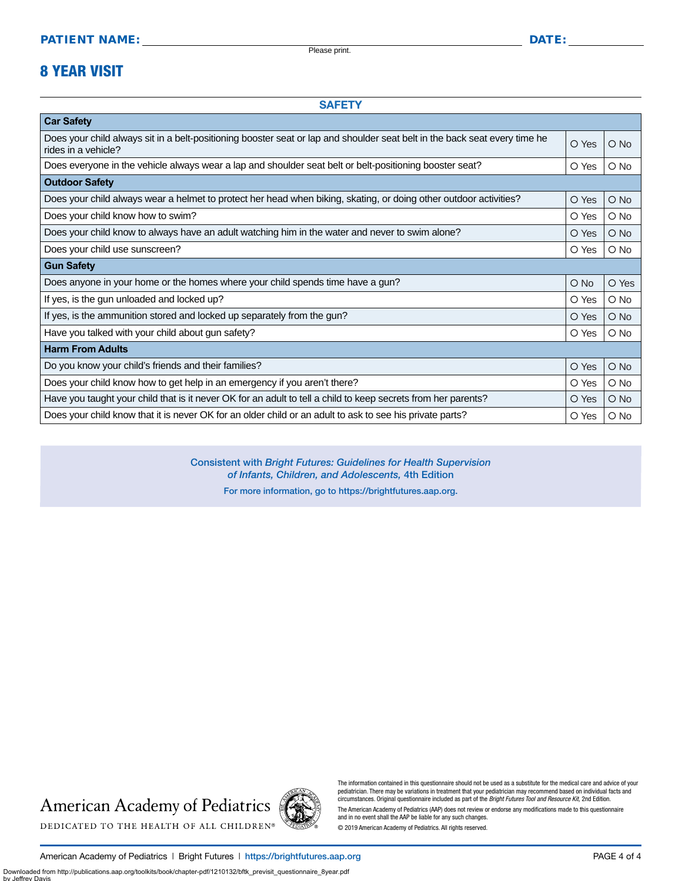**PATIENT NAME:** ______________________________ **DATE:** ____________

Please print.

# 8 YEAR VISIT

## SAFETY

| | | |
|---|---|---|
| **Car Safety** | | |
| Does your child always sit in a belt-positioning booster seat or lap and shoulder seat belt in the back seat every time he rides in a vehicle? | ○ Yes | ○ No |
| Does everyone in the vehicle always wear a lap and shoulder seat belt or belt-positioning booster seat? | ○ Yes | ○ No |
| **Outdoor Safety** | | |
| Does your child always wear a helmet to protect her head when biking, skating, or doing other outdoor activities? | ○ Yes | ○ No |
| Does your child know how to swim? | ○ Yes | ○ No |
| Does your child know to always have an adult watching him in the water and never to swim alone? | ○ Yes | ○ No |
| Does your child use sunscreen? | ○ Yes | ○ No |
| **Gun Safety** | | |
| Does anyone in your home or the homes where your child spends time have a gun? | ○ No | ○ Yes |
| If yes, is the gun unloaded and locked up? | ○ Yes | ○ No |
| If yes, is the ammunition stored and locked up separately from the gun? | ○ Yes | ○ No |
| Have you talked with your child about gun safety? | ○ Yes | ○ No |
| **Harm From Adults** | | |
| Do you know your child's friends and their families? | ○ Yes | ○ No |
| Does your child know how to get help in an emergency if you aren't there? | ○ Yes | ○ No |
| Have you taught your child that is it never OK for an adult to tell a child to keep secrets from her parents? | ○ Yes | ○ No |
| Does your child know that it is never OK for an older child or an adult to ask to see his private parts? | ○ Yes | ○ No |

Consistent with *Bright Futures: Guidelines for Health Supervision of Infants, Children, and Adolescents,* 4th Edition

For more information, go to https://brightfutures.aap.org.

American Academy of Pediatrics
DEDICATED TO THE HEALTH OF ALL CHILDREN®

The information contained in this questionnaire should not be used as a substitute for the medical care and advice of your pediatrician. There may be variations in treatment that your pediatrician may recommend based on individual facts and circumstances. Original questionnaire included as part of the *Bright Futures Tool and Resource Kit,* 2nd Edition.

The American Academy of Pediatrics (AAP) does not review or endorse any modifications made to this questionnaire and in no event shall the AAP be liable for any such changes.

© 2019 American Academy of Pediatrics. All rights reserved.

Downloaded from http://publications.aap.org/toolkits/book/chapter-pdf/1210132/bftk_previsit_questionnaire_8year.pdf
by Jeffrey Davis